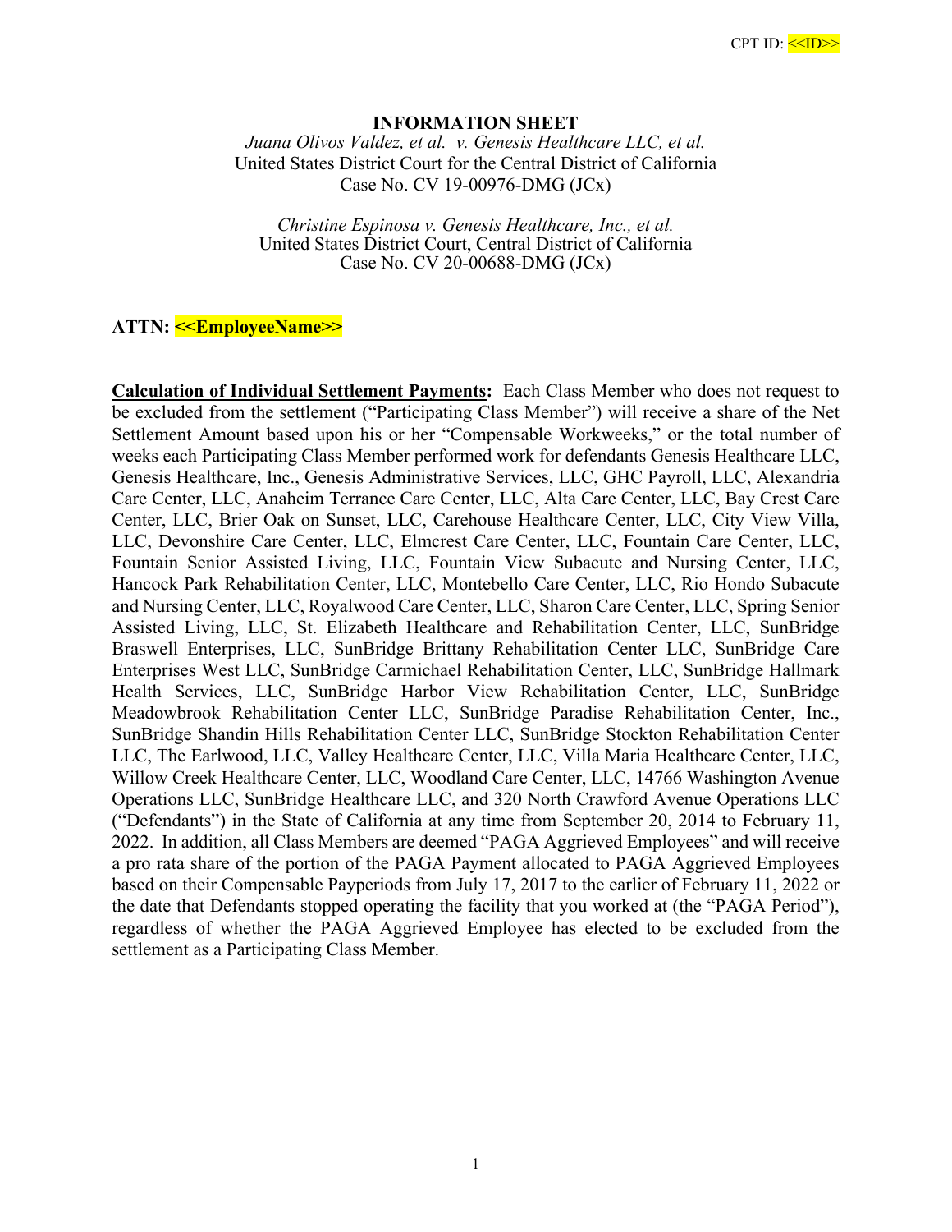CPT ID: <<ID>>

# INFORMATION SHEET

*Juana Olivos Valdez, et al. v. Genesis Healthcare LLC, et al.*
United States District Court for the Central District of California
Case No. CV 19-00976-DMG (JCx)

*Christine Espinosa v. Genesis Healthcare, Inc., et al.*
United States District Court, Central District of California
Case No. CV 20-00688-DMG (JCx)

**ATTN: <<EmployeeName>>**

**Calculation of Individual Settlement Payments:** Each Class Member who does not request to be excluded from the settlement ("Participating Class Member") will receive a share of the Net Settlement Amount based upon his or her "Compensable Workweeks," or the total number of weeks each Participating Class Member performed work for defendants Genesis Healthcare LLC, Genesis Healthcare, Inc., Genesis Administrative Services, LLC, GHC Payroll, LLC, Alexandria Care Center, LLC, Anaheim Terrance Care Center, LLC, Alta Care Center, LLC, Bay Crest Care Center, LLC, Brier Oak on Sunset, LLC, Carehouse Healthcare Center, LLC, City View Villa, LLC, Devonshire Care Center, LLC, Elmcrest Care Center, LLC, Fountain Care Center, LLC, Fountain Senior Assisted Living, LLC, Fountain View Subacute and Nursing Center, LLC, Hancock Park Rehabilitation Center, LLC, Montebello Care Center, LLC, Rio Hondo Subacute and Nursing Center, LLC, Royalwood Care Center, LLC, Sharon Care Center, LLC, Spring Senior Assisted Living, LLC, St. Elizabeth Healthcare and Rehabilitation Center, LLC, SunBridge Braswell Enterprises, LLC, SunBridge Brittany Rehabilitation Center LLC, SunBridge Care Enterprises West LLC, SunBridge Carmichael Rehabilitation Center, LLC, SunBridge Hallmark Health Services, LLC, SunBridge Harbor View Rehabilitation Center, LLC, SunBridge Meadowbrook Rehabilitation Center LLC, SunBridge Paradise Rehabilitation Center, Inc., SunBridge Shandin Hills Rehabilitation Center LLC, SunBridge Stockton Rehabilitation Center LLC, The Earlwood, LLC, Valley Healthcare Center, LLC, Villa Maria Healthcare Center, LLC, Willow Creek Healthcare Center, LLC, Woodland Care Center, LLC, 14766 Washington Avenue Operations LLC, SunBridge Healthcare LLC, and 320 North Crawford Avenue Operations LLC ("Defendants") in the State of California at any time from September 20, 2014 to February 11, 2022. In addition, all Class Members are deemed "PAGA Aggrieved Employees" and will receive a pro rata share of the portion of the PAGA Payment allocated to PAGA Aggrieved Employees based on their Compensable Payperiods from July 17, 2017 to the earlier of February 11, 2022 or the date that Defendants stopped operating the facility that you worked at (the "PAGA Period"), regardless of whether the PAGA Aggrieved Employee has elected to be excluded from the settlement as a Participating Class Member.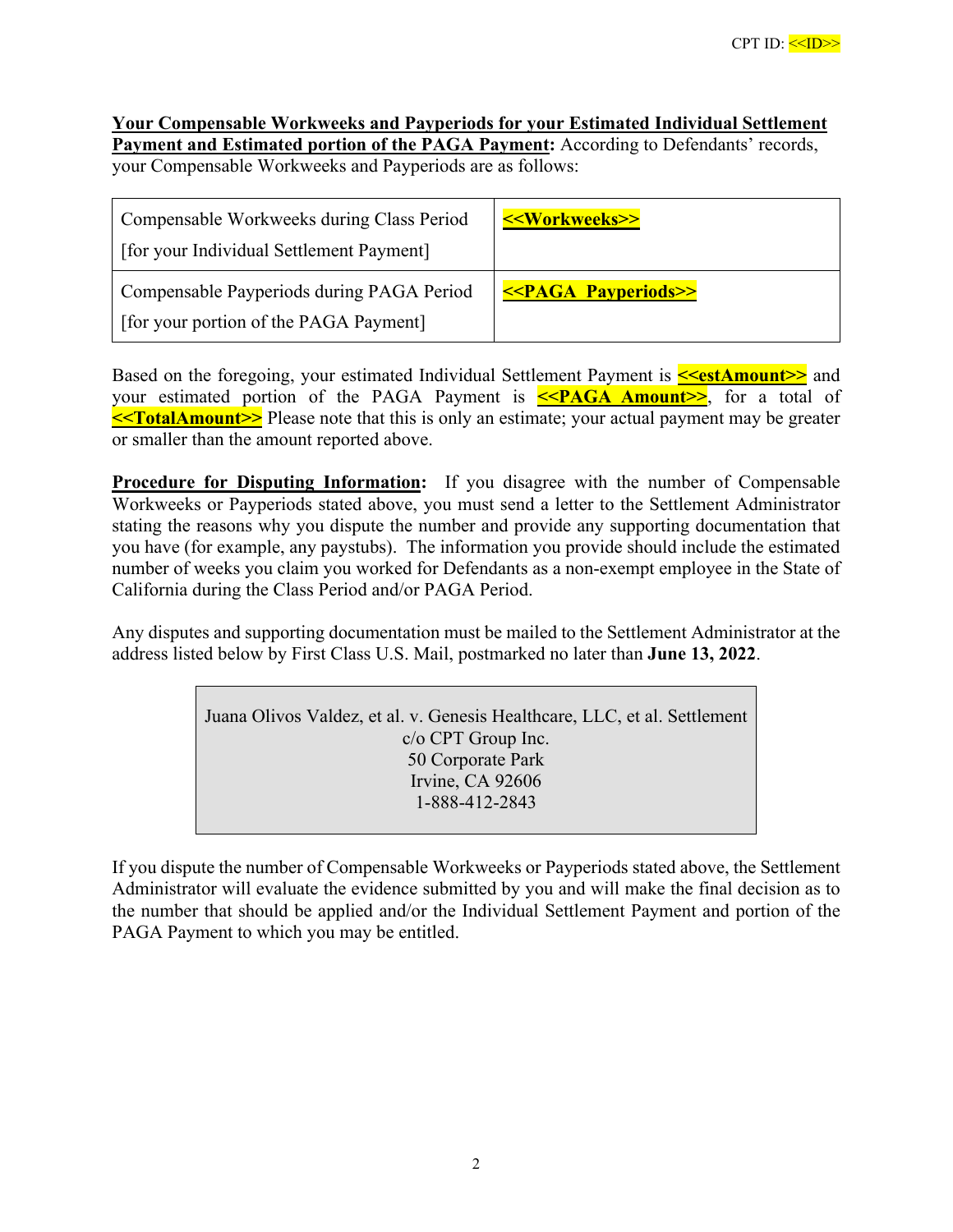CPT ID: <<ID>>

**Your Compensable Workweeks and Payperiods for your Estimated Individual Settlement Payment and Estimated portion of the PAGA Payment:** According to Defendants' records, your Compensable Workweeks and Payperiods are as follows:

| | |
|---|---|
| Compensable Workweeks during Class Period [for your Individual Settlement Payment] | **<<Workweeks>>** |
| Compensable Payperiods during PAGA Period [for your portion of the PAGA Payment] | **<<PAGA_Payperiods>>** |

Based on the foregoing, your estimated Individual Settlement Payment is **<<estAmount>>** and your estimated portion of the PAGA Payment is **<<PAGA_Amount>>**, for a total of **<<TotalAmount>>** Please note that this is only an estimate; your actual payment may be greater or smaller than the amount reported above.

**Procedure for Disputing Information:** If you disagree with the number of Compensable Workweeks or Payperiods stated above, you must send a letter to the Settlement Administrator stating the reasons why you dispute the number and provide any supporting documentation that you have (for example, any paystubs). The information you provide should include the estimated number of weeks you claim you worked for Defendants as a non-exempt employee in the State of California during the Class Period and/or PAGA Period.

Any disputes and supporting documentation must be mailed to the Settlement Administrator at the address listed below by First Class U.S. Mail, postmarked no later than **June 13, 2022**.

Juana Olivos Valdez, et al. v. Genesis Healthcare, LLC, et al. Settlement
c/o CPT Group Inc.
50 Corporate Park
Irvine, CA 92606
1-888-412-2843

If you dispute the number of Compensable Workweeks or Payperiods stated above, the Settlement Administrator will evaluate the evidence submitted by you and will make the final decision as to the number that should be applied and/or the Individual Settlement Payment and portion of the PAGA Payment to which you may be entitled.